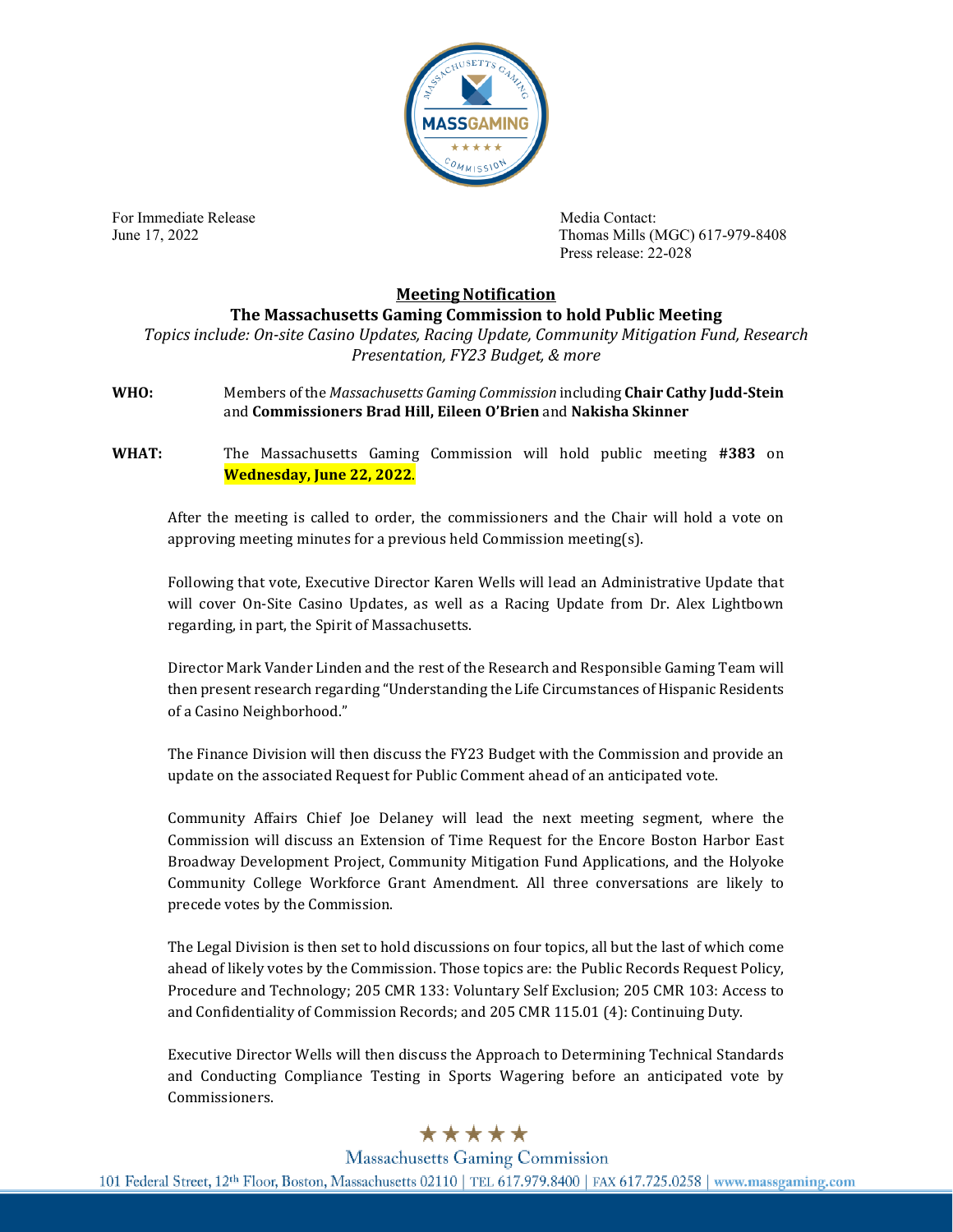For Immediate Release
June 17, 2022

Media Contact:
Thomas Mills (MGC) 617-979-8408
Press release: 22-028

## Meeting Notification

### The Massachusetts Gaming Commission to hold Public Meeting

*Topics include: On-site Casino Updates, Racing Update, Community Mitigation Fund, Research Presentation, FY23 Budget, & more*

**WHO:** Members of the *Massachusetts Gaming Commission* including **Chair Cathy Judd-Stein** and **Commissioners Brad Hill, Eileen O'Brien** and **Nakisha Skinner**

**WHAT:** The Massachusetts Gaming Commission will hold public meeting **#383** on **Wednesday, June 22, 2022**.

After the meeting is called to order, the commissioners and the Chair will hold a vote on approving meeting minutes for a previous held Commission meeting(s).

Following that vote, Executive Director Karen Wells will lead an Administrative Update that will cover On-Site Casino Updates, as well as a Racing Update from Dr. Alex Lightbown regarding, in part, the Spirit of Massachusetts.

Director Mark Vander Linden and the rest of the Research and Responsible Gaming Team will then present research regarding "Understanding the Life Circumstances of Hispanic Residents of a Casino Neighborhood."

The Finance Division will then discuss the FY23 Budget with the Commission and provide an update on the associated Request for Public Comment ahead of an anticipated vote.

Community Affairs Chief Joe Delaney will lead the next meeting segment, where the Commission will discuss an Extension of Time Request for the Encore Boston Harbor East Broadway Development Project, Community Mitigation Fund Applications, and the Holyoke Community College Workforce Grant Amendment. All three conversations are likely to precede votes by the Commission.

The Legal Division is then set to hold discussions on four topics, all but the last of which come ahead of likely votes by the Commission. Those topics are: the Public Records Request Policy, Procedure and Technology; 205 CMR 133: Voluntary Self Exclusion; 205 CMR 103: Access to and Confidentiality of Commission Records; and 205 CMR 115.01 (4): Continuing Duty.

Executive Director Wells will then discuss the Approach to Determining Technical Standards and Conducting Compliance Testing in Sports Wagering before an anticipated vote by Commissioners.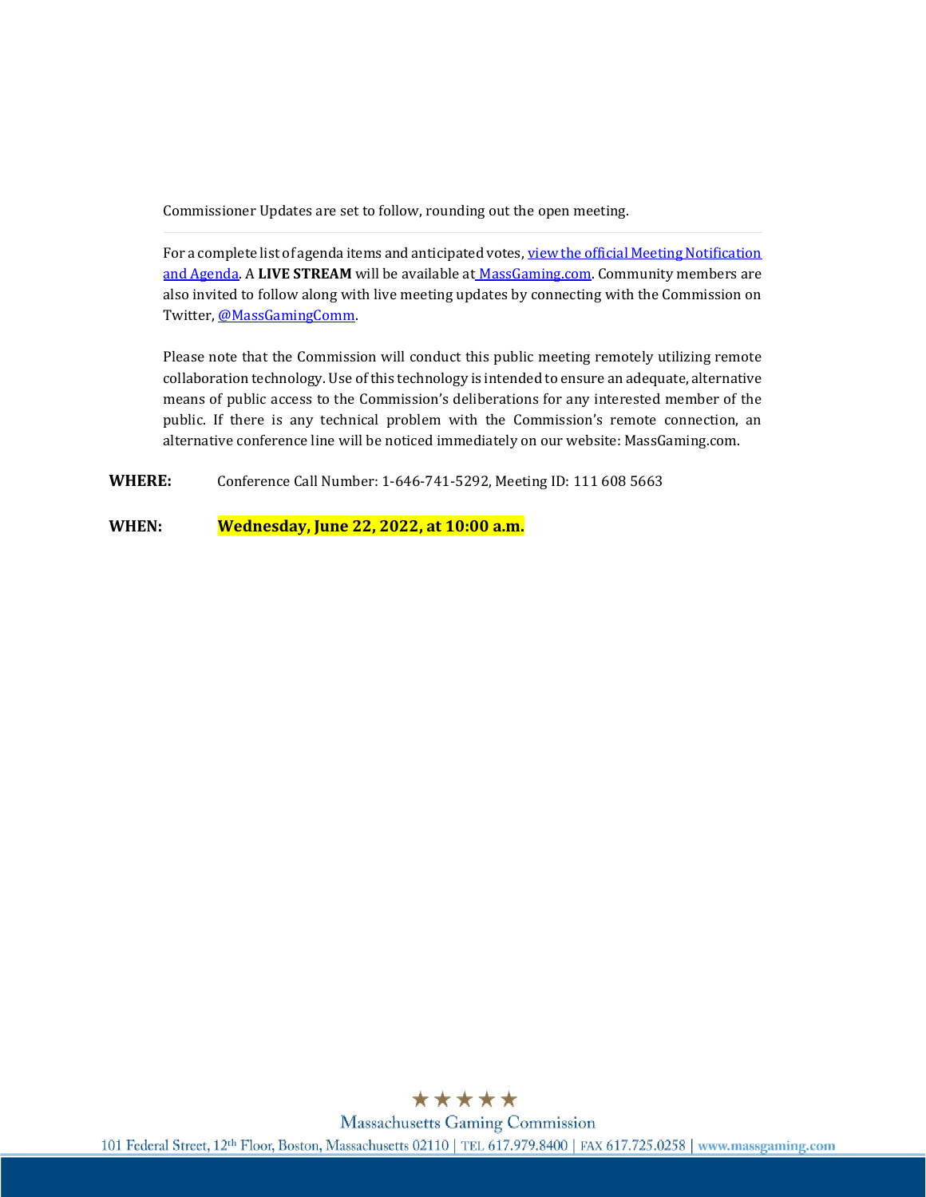Commissioner Updates are set to follow, rounding out the open meeting.

---

For a complete list of agenda items and anticipated votes, [view the official Meeting Notification and Agenda](). A **LIVE STREAM** will be available at [MassGaming.com](). Community members are also invited to follow along with live meeting updates by connecting with the Commission on Twitter, [@MassGamingComm]().

Please note that the Commission will conduct this public meeting remotely utilizing remote collaboration technology. Use of this technology is intended to ensure an adequate, alternative means of public access to the Commission's deliberations for any interested member of the public. If there is any technical problem with the Commission's remote connection, an alternative conference line will be noticed immediately on our website: MassGaming.com.

**WHERE:** Conference Call Number: 1-646-741-5292, Meeting ID: 111 608 5663

**WHEN:** **Wednesday, June 22, 2022, at 10:00 a.m.**

Massachusetts Gaming Commission

101 Federal Street, 12th Floor, Boston, Massachusetts 02110 | TEL 617.979.8400 | FAX 617.725.0258 | www.massgaming.com